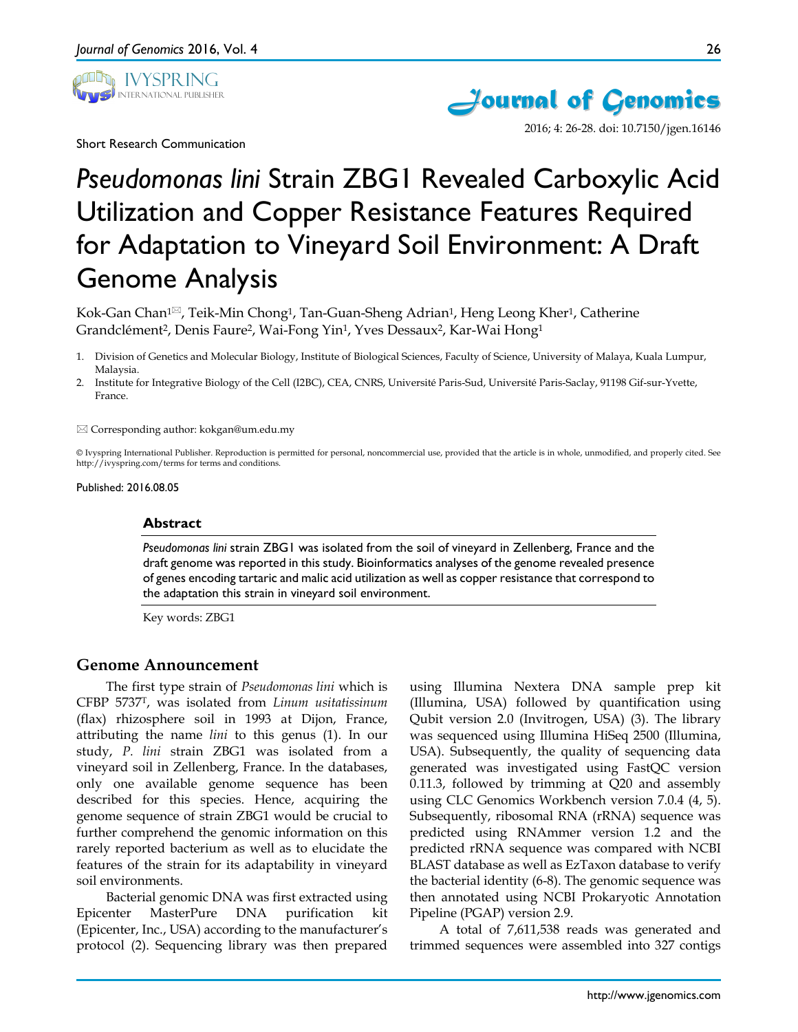Short Research Communication

# *Pseudomonas lini* Strain ZBG1 Revealed Carboxylic Acid Utilization and Copper Resistance Features Required for Adaptation to Vineyard Soil Environment: A Draft Genome Analysis

Kok-Gan Chan[1]✉, Teik-Min Chong[1], Tan-Guan-Sheng Adrian[1], Heng Leong Kher[1], Catherine Grandclément[2], Denis Faure[2], Wai-Fong Yin[1], Yves Dessaux[2], Kar-Wai Hong[1]

1. Division of Genetics and Molecular Biology, Institute of Biological Sciences, Faculty of Science, University of Malaya, Kuala Lumpur, Malaysia.
2. Institute for Integrative Biology of the Cell (I2BC), CEA, CNRS, Université Paris-Sud, Université Paris-Saclay, 91198 Gif-sur-Yvette, France.

✉ Corresponding author: kokgan@um.edu.my

© Ivyspring International Publisher. Reproduction is permitted for personal, noncommercial use, provided that the article is in whole, unmodified, and properly cited. See http://ivyspring.com/terms for terms and conditions.

Published: 2016.08.05

## Abstract

*Pseudomonas lini* strain ZBG1 was isolated from the soil of vineyard in Zellenberg, France and the draft genome was reported in this study. Bioinformatics analyses of the genome revealed presence of genes encoding tartaric and malic acid utilization as well as copper resistance that correspond to the adaptation this strain in vineyard soil environment.

Key words: ZBG1

## Genome Announcement

The first type strain of *Pseudomonas lini* which is CFBP 5737[T], was isolated from *Linum usitatissinum* (flax) rhizosphere soil in 1993 at Dijon, France, attributing the name *lini* to this genus (1). In our study, *P. lini* strain ZBG1 was isolated from a vineyard soil in Zellenberg, France. In the databases, only one available genome sequence has been described for this species. Hence, acquiring the genome sequence of strain ZBG1 would be crucial to further comprehend the genomic information on this rarely reported bacterium as well as to elucidate the features of the strain for its adaptability in vineyard soil environments.

Bacterial genomic DNA was first extracted using Epicenter MasterPure DNA purification kit (Epicenter, Inc., USA) according to the manufacturer's protocol (2). Sequencing library was then prepared using Illumina Nextera DNA sample prep kit (Illumina, USA) followed by quantification using Qubit version 2.0 (Invitrogen, USA) (3). The library was sequenced using Illumina HiSeq 2500 (Illumina, USA). Subsequently, the quality of sequencing data generated was investigated using FastQC version 0.11.3, followed by trimming at Q20 and assembly using CLC Genomics Workbench version 7.0.4 (4, 5). Subsequently, ribosomal RNA (rRNA) sequence was predicted using RNAmmer version 1.2 and the predicted rRNA sequence was compared with NCBI BLAST database as well as EzTaxon database to verify the bacterial identity (6-8). The genomic sequence was then annotated using NCBI Prokaryotic Annotation Pipeline (PGAP) version 2.9.

A total of 7,611,538 reads was generated and trimmed sequences were assembled into 327 contigs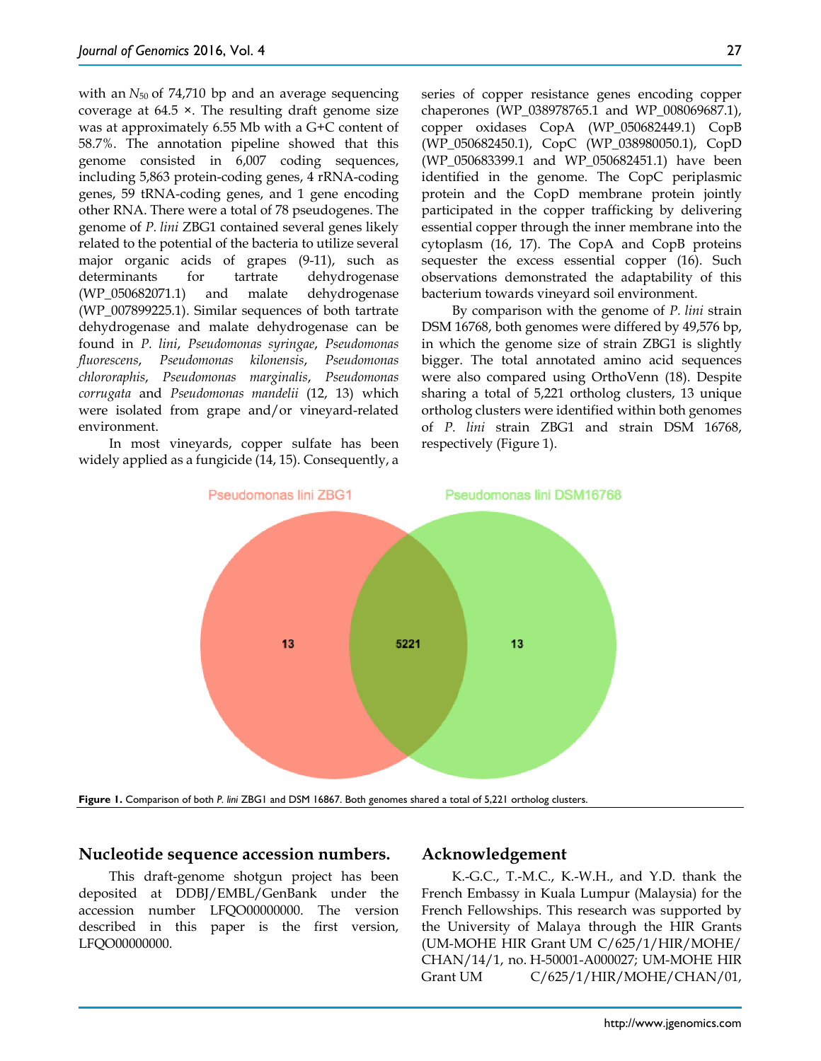with an $N_{50}$ of 74,710 bp and an average sequencing coverage at 64.5 ×. The resulting draft genome size was at approximately 6.55 Mb with a G+C content of 58.7%. The annotation pipeline showed that this genome consisted in 6,007 coding sequences, including 5,863 protein-coding genes, 4 rRNA-coding genes, 59 tRNA-coding genes, and 1 gene encoding other RNA. There were a total of 78 pseudogenes. The genome of *P. lini* ZBG1 contained several genes likely related to the potential of the bacteria to utilize several major organic acids of grapes (9-11), such as determinants for tartrate dehydrogenase (WP_050682071.1) and malate dehydrogenase (WP_007899225.1). Similar sequences of both tartrate dehydrogenase and malate dehydrogenase can be found in *P. lini*, *Pseudomonas syringae*, *Pseudomonas fluorescens*, *Pseudomonas kilonensis*, *Pseudomonas chlororaphis*, *Pseudomonas marginalis*, *Pseudomonas corrugata* and *Pseudomonas mandelii* (12, 13) which were isolated from grape and/or vineyard-related environment.

In most vineyards, copper sulfate has been widely applied as a fungicide (14, 15). Consequently, a series of copper resistance genes encoding copper chaperones (WP_038978765.1 and WP_008069687.1), copper oxidases CopA (WP_050682449.1) CopB (WP_050682450.1), CopC (WP_038980050.1), CopD (WP_050683399.1 and WP_050682451.1) have been identified in the genome. The CopC periplasmic protein and the CopD membrane protein jointly participated in the copper trafficking by delivering essential copper through the inner membrane into the cytoplasm (16, 17). The CopA and CopB proteins sequester the excess essential copper (16). Such observations demonstrated the adaptability of this bacterium towards vineyard soil environment.

By comparison with the genome of *P. lini* strain DSM 16768, both genomes were differed by 49,576 bp, in which the genome size of strain ZBG1 is slightly bigger. The total annotated amino acid sequences were also compared using OrthoVenn (18). Despite sharing a total of 5,221 ortholog clusters, 13 unique ortholog clusters were identified within both genomes of *P. lini* strain ZBG1 and strain DSM 16768, respectively (Figure 1).

Pseudomonas lini ZBG1

Pseudomonas lini DSM16768

13

5221

13

**Figure 1.** Comparison of both *P. lini* ZBG1 and DSM 16867. Both genomes shared a total of 5,221 ortholog clusters.

## Nucleotide sequence accession numbers.

This draft-genome shotgun project has been deposited at DDBJ/EMBL/GenBank under the accession number LFQO00000000. The version described in this paper is the first version, LFQO00000000.

## Acknowledgement

K.-G.C., T.-M.C., K.-W.H., and Y.D. thank the French Embassy in Kuala Lumpur (Malaysia) for the French Fellowships. This research was supported by the University of Malaya through the HIR Grants (UM-MOHE HIR Grant UM C/625/1/HIR/MOHE/CHAN/14/1, no. H-50001-A000027; UM-MOHE HIR Grant UM C/625/1/HIR/MOHE/CHAN/01,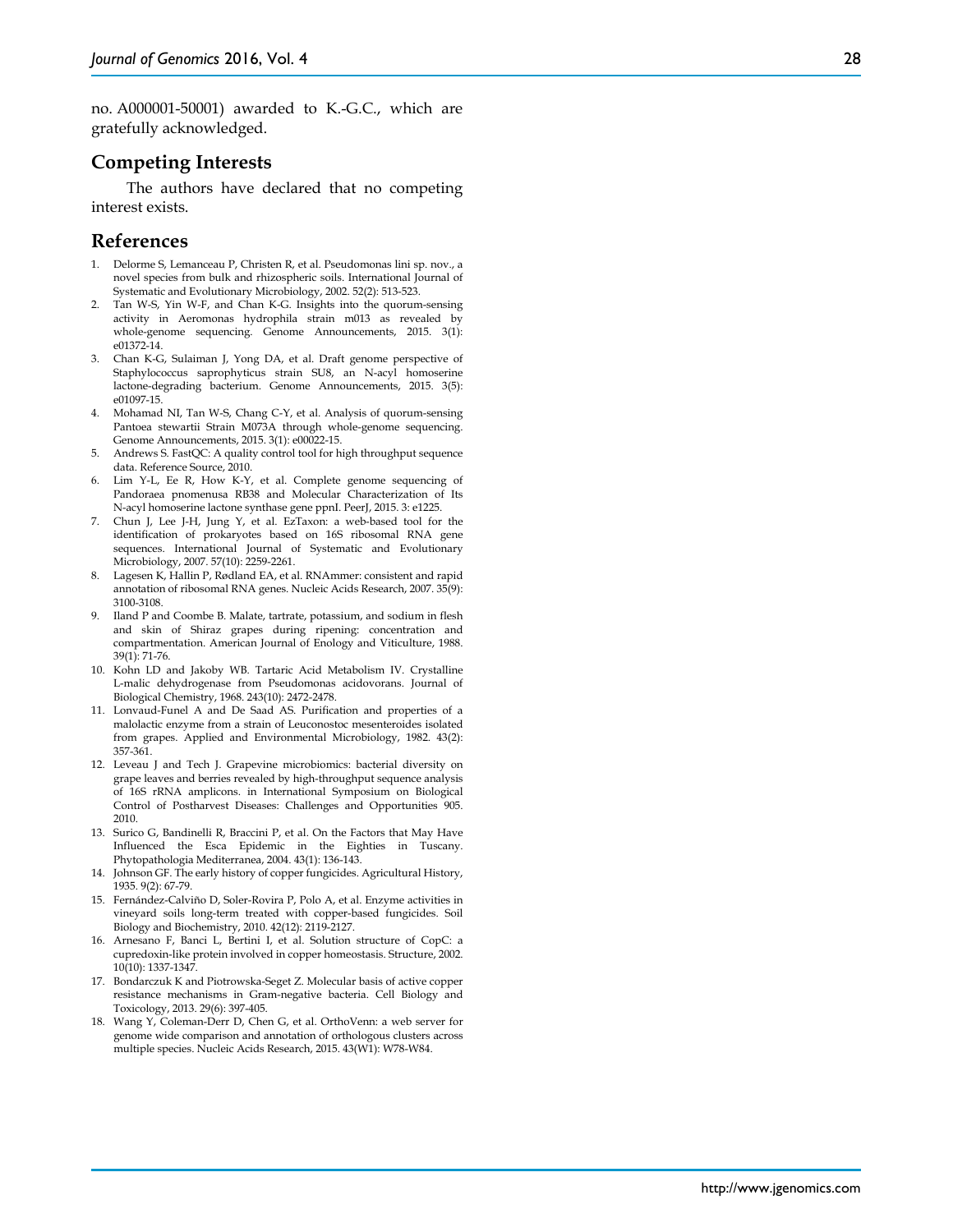no. A000001-50001) awarded to K.-G.C., which are gratefully acknowledged.

## Competing Interests

The authors have declared that no competing interest exists.

## References

1. Delorme S, Lemanceau P, Christen R, et al. Pseudomonas lini sp. nov., a novel species from bulk and rhizospheric soils. International Journal of Systematic and Evolutionary Microbiology, 2002. 52(2): 513-523.
2. Tan W-S, Yin W-F, and Chan K-G. Insights into the quorum-sensing activity in Aeromonas hydrophila strain m013 as revealed by whole-genome sequencing. Genome Announcements, 2015. 3(1): e01372-14.
3. Chan K-G, Sulaiman J, Yong DA, et al. Draft genome perspective of Staphylococcus saprophyticus strain SU8, an N-acyl homoserine lactone-degrading bacterium. Genome Announcements, 2015. 3(5): e01097-15.
4. Mohamad NI, Tan W-S, Chang C-Y, et al. Analysis of quorum-sensing Pantoea stewartii Strain M073A through whole-genome sequencing. Genome Announcements, 2015. 3(1): e00022-15.
5. Andrews S. FastQC: A quality control tool for high throughput sequence data. Reference Source, 2010.
6. Lim Y-L, Ee R, How K-Y, et al. Complete genome sequencing of Pandoraea pnomenusa RB38 and Molecular Characterization of Its N-acyl homoserine lactone synthase gene ppnI. PeerJ, 2015. 3: e1225.
7. Chun J, Lee J-H, Jung Y, et al. EzTaxon: a web-based tool for the identification of prokaryotes based on 16S ribosomal RNA gene sequences. International Journal of Systematic and Evolutionary Microbiology, 2007. 57(10): 2259-2261.
8. Lagesen K, Hallin P, Rødland EA, et al. RNAmmer: consistent and rapid annotation of ribosomal RNA genes. Nucleic Acids Research, 2007. 35(9): 3100-3108.
9. Iland P and Coombe B. Malate, tartrate, potassium, and sodium in flesh and skin of Shiraz grapes during ripening: concentration and compartmentation. American Journal of Enology and Viticulture, 1988. 39(1): 71-76.
10. Kohn LD and Jakoby WB. Tartaric Acid Metabolism IV. Crystalline L-malic dehydrogenase from Pseudomonas acidovorans. Journal of Biological Chemistry, 1968. 243(10): 2472-2478.
11. Lonvaud-Funel A and De Saad AS. Purification and properties of a malolactic enzyme from a strain of Leuconostoc mesenteroides isolated from grapes. Applied and Environmental Microbiology, 1982. 43(2): 357-361.
12. Leveau J and Tech J. Grapevine microbiomics: bacterial diversity on grape leaves and berries revealed by high-throughput sequence analysis of 16S rRNA amplicons. in International Symposium on Biological Control of Postharvest Diseases: Challenges and Opportunities 905. 2010.
13. Surico G, Bandinelli R, Braccini P, et al. On the Factors that May Have Influenced the Esca Epidemic in the Eighties in Tuscany. Phytopathologia Mediterranea, 2004. 43(1): 136-143.
14. Johnson GF. The early history of copper fungicides. Agricultural History, 1935. 9(2): 67-79.
15. Fernández-Calviño D, Soler-Rovira P, Polo A, et al. Enzyme activities in vineyard soils long-term treated with copper-based fungicides. Soil Biology and Biochemistry, 2010. 42(12): 2119-2127.
16. Arnesano F, Banci L, Bertini I, et al. Solution structure of CopC: a cupredoxin-like protein involved in copper homeostasis. Structure, 2002. 10(10): 1337-1347.
17. Bondarczuk K and Piotrowska-Seget Z. Molecular basis of active copper resistance mechanisms in Gram-negative bacteria. Cell Biology and Toxicology, 2013. 29(6): 397-405.
18. Wang Y, Coleman-Derr D, Chen G, et al. OrthoVenn: a web server for genome wide comparison and annotation of orthologous clusters across multiple species. Nucleic Acids Research, 2015. 43(W1): W78-W84.